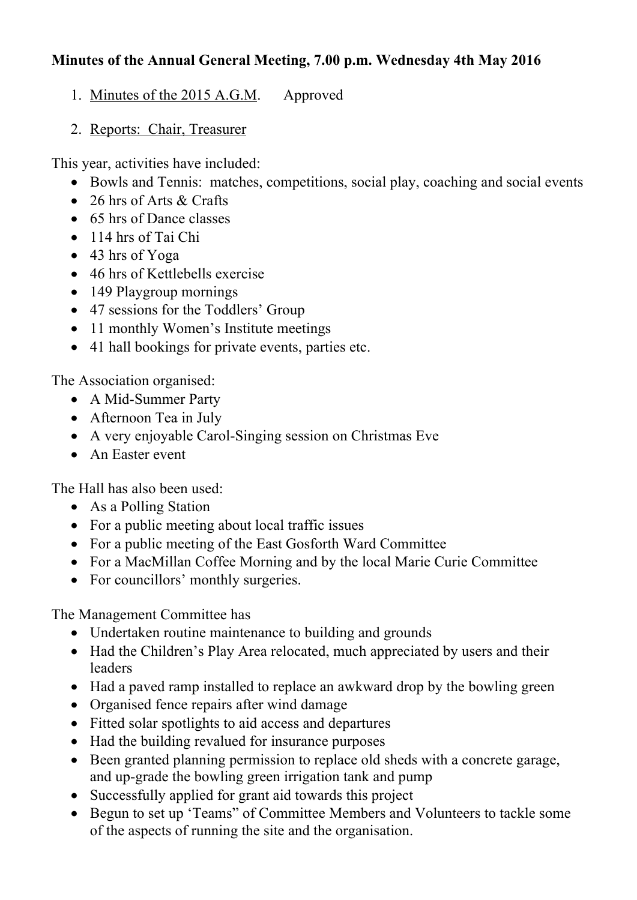**Minutes of the Annual General Meeting, 7.00 p.m. Wednesday 4th May 2016**

1. Minutes of the 2015 A.G.M. Approved

2. Reports: Chair, Treasurer

This year, activities have included:

- Bowls and Tennis: matches, competitions, social play, coaching and social events
- 26 hrs of Arts & Crafts
- 65 hrs of Dance classes
- 114 hrs of Tai Chi
- 43 hrs of Yoga
- 46 hrs of Kettlebells exercise
- 149 Playgroup mornings
- 47 sessions for the Toddlers' Group
- 11 monthly Women's Institute meetings
- 41 hall bookings for private events, parties etc.

The Association organised:

- A Mid-Summer Party
- Afternoon Tea in July
- A very enjoyable Carol-Singing session on Christmas Eve
- An Easter event

The Hall has also been used:

- As a Polling Station
- For a public meeting about local traffic issues
- For a public meeting of the East Gosforth Ward Committee
- For a MacMillan Coffee Morning and by the local Marie Curie Committee
- For councillors' monthly surgeries.

The Management Committee has

- Undertaken routine maintenance to building and grounds
- Had the Children's Play Area relocated, much appreciated by users and their leaders
- Had a paved ramp installed to replace an awkward drop by the bowling green
- Organised fence repairs after wind damage
- Fitted solar spotlights to aid access and departures
- Had the building revalued for insurance purposes
- Been granted planning permission to replace old sheds with a concrete garage, and up-grade the bowling green irrigation tank and pump
- Successfully applied for grant aid towards this project
- Begun to set up 'Teams" of Committee Members and Volunteers to tackle some of the aspects of running the site and the organisation.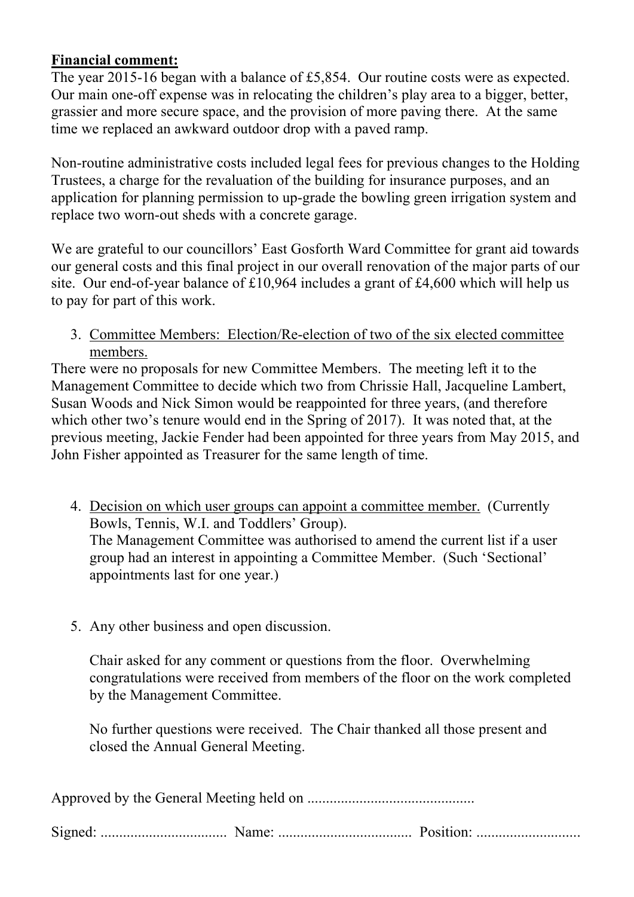**Financial comment:**

The year 2015-16 began with a balance of £5,854. Our routine costs were as expected. Our main one-off expense was in relocating the children's play area to a bigger, better, grassier and more secure space, and the provision of more paving there. At the same time we replaced an awkward outdoor drop with a paved ramp.

Non-routine administrative costs included legal fees for previous changes to the Holding Trustees, a charge for the revaluation of the building for insurance purposes, and an application for planning permission to up-grade the bowling green irrigation system and replace two worn-out sheds with a concrete garage.

We are grateful to our councillors' East Gosforth Ward Committee for grant aid towards our general costs and this final project in our overall renovation of the major parts of our site. Our end-of-year balance of £10,964 includes a grant of £4,600 which will help us to pay for part of this work.

3. Committee Members: Election/Re-election of two of the six elected committee members.

There were no proposals for new Committee Members. The meeting left it to the Management Committee to decide which two from Chrissie Hall, Jacqueline Lambert, Susan Woods and Nick Simon would be reappointed for three years, (and therefore which other two's tenure would end in the Spring of 2017). It was noted that, at the previous meeting, Jackie Fender had been appointed for three years from May 2015, and John Fisher appointed as Treasurer for the same length of time.

4. Decision on which user groups can appoint a committee member. (Currently Bowls, Tennis, W.I. and Toddlers' Group).
   The Management Committee was authorised to amend the current list if a user group had an interest in appointing a Committee Member. (Such 'Sectional' appointments last for one year.)

5. Any other business and open discussion.

   Chair asked for any comment or questions from the floor. Overwhelming congratulations were received from members of the floor on the work completed by the Management Committee.

   No further questions were received. The Chair thanked all those present and closed the Annual General Meeting.

Approved by the General Meeting held on ............................................

Signed: .................................. Name: .................................... Position: ............................